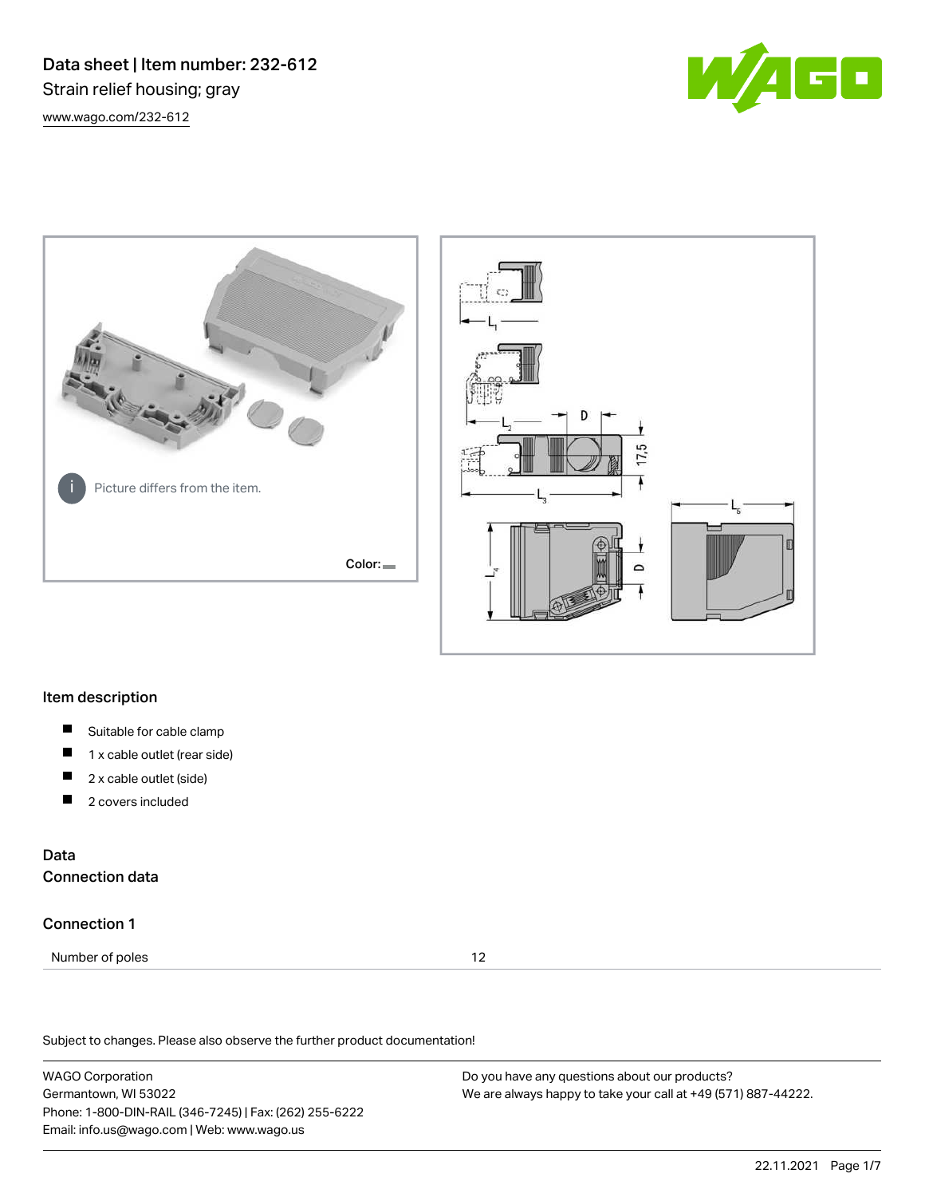# Data sheet | Item number: 232-612

Strain relief housing; gray

www.wago.com/232-612

Picture differs from the item.

Color:

## Item description

- Suitable for cable clamp
- 1 x cable outlet (rear side)
- 2 x cable outlet (side)
- 2 covers included

## Data

### Connection data

#### Connection 1

| Number of poles | 12 |
|---|---|

Subject to changes. Please also observe the further product documentation!

WAGO Corporation
Germantown, WI 53022
Phone: 1-800-DIN-RAIL (346-7245) | Fax: (262) 255-6222
Email: info.us@wago.com | Web: www.wago.us

Do you have any questions about our products?
We are always happy to take your call at +49 (571) 887-44222.

22.11.2021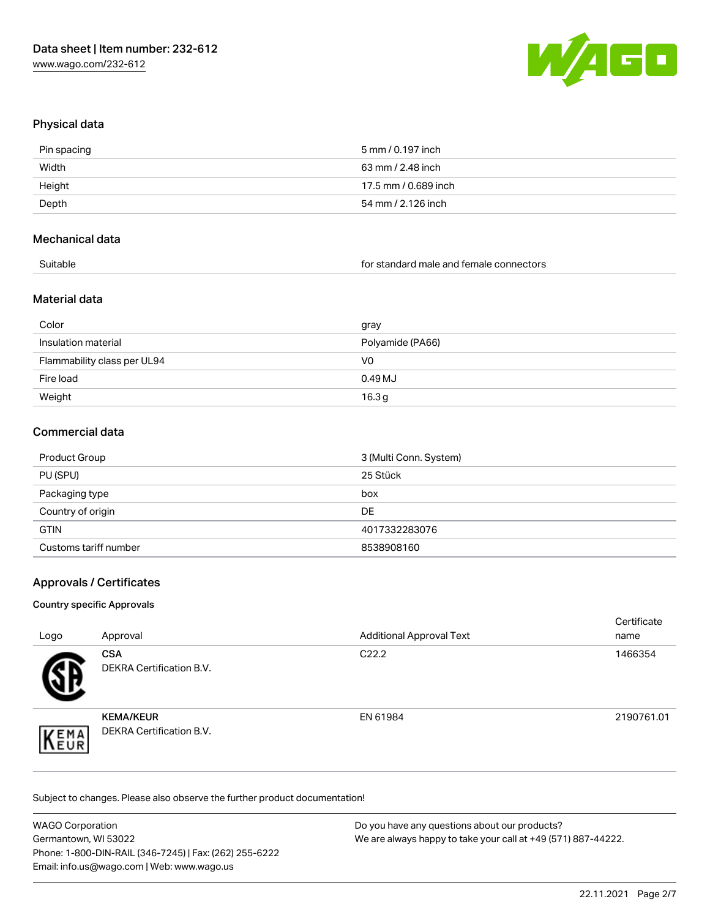## Physical data

| | |
|---|---|
| Pin spacing | 5 mm / 0.197 inch |
| Width | 63 mm / 2.48 inch |
| Height | 17.5 mm / 0.689 inch |
| Depth | 54 mm / 2.126 inch |

## Mechanical data

| | |
|---|---|
| Suitable | for standard male and female connectors |

## Material data

| | |
|---|---|
| Color | gray |
| Insulation material | Polyamide (PA66) |
| Flammability class per UL94 | V0 |
| Fire load | 0.49 MJ |
| Weight | 16.3 g |

## Commercial data

| | |
|---|---|
| Product Group | 3 (Multi Conn. System) |
| PU (SPU) | 25 Stück |
| Packaging type | box |
| Country of origin | DE |
| GTIN | 4017332283076 |
| Customs tariff number | 8538908160 |

## Approvals / Certificates

### Country specific Approvals

| Logo | Approval | Additional Approval Text | Certificate name |
|---|---|---|---|
| | **CSA** DEKRA Certification B.V. | C22.2 | 1466354 |
| | **KEMA/KEUR** DEKRA Certification B.V. | EN 61984 | 2190761.01 |

Subject to changes. Please also observe the further product documentation!

WAGO Corporation
Germantown, WI 53022
Phone: 1-800-DIN-RAIL (346-7245) | Fax: (262) 255-6222
Email: info.us@wago.com | Web: www.wago.us

Do you have any questions about our products?
We are always happy to take your call at +49 (571) 887-44222.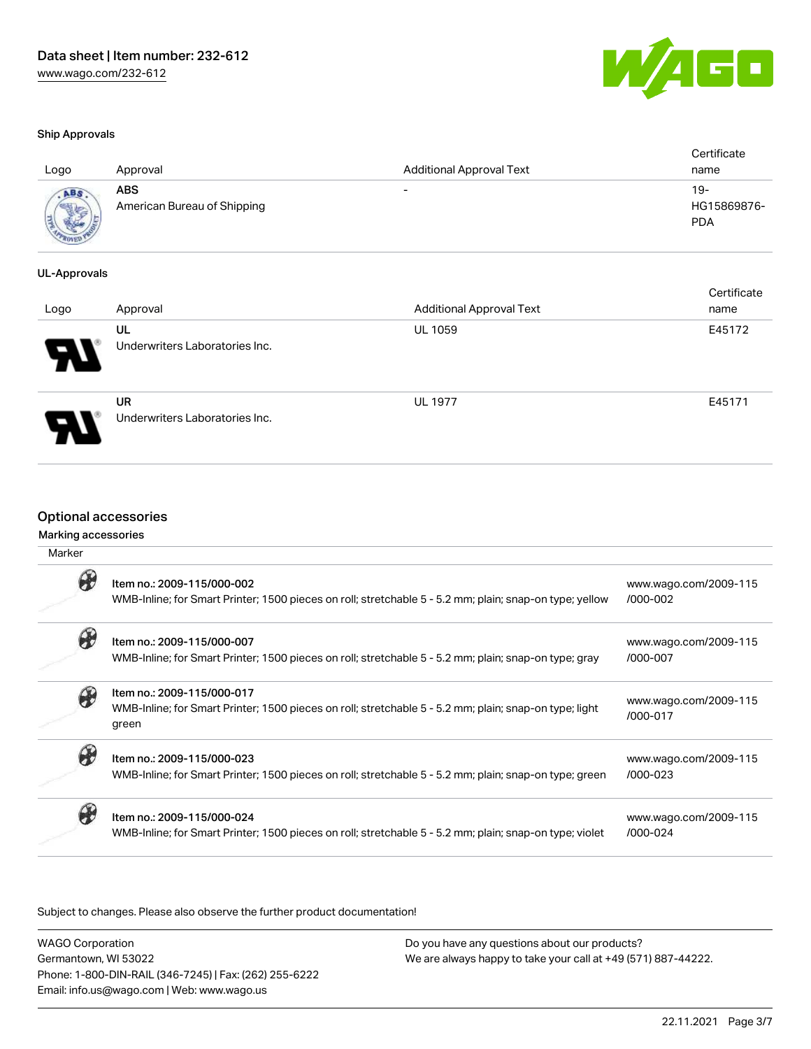#### Ship Approvals

| Logo | Approval | Additional Approval Text | Certificate name |
| --- | --- | --- | --- |
| | **ABS**<br>American Bureau of Shipping | - | 19-HG15869876-PDA |

#### UL-Approvals

| Logo | Approval | Additional Approval Text | Certificate name |
| --- | --- | --- | --- |
| | **UL**<br>Underwriters Laboratories Inc. | UL 1059 | E45172 |
| | **UR**<br>Underwriters Laboratories Inc. | UL 1977 | E45171 |

## Optional accessories

### Marking accessories

Marker

| | | |
| --- | --- | --- |
| | **Item no.: 2009-115/000-002**<br>WMB-Inline; for Smart Printer; 1500 pieces on roll; stretchable 5 - 5.2 mm; plain; snap-on type; yellow | www.wago.com/2009-115/000-002 |
| | **Item no.: 2009-115/000-007**<br>WMB-Inline; for Smart Printer; 1500 pieces on roll; stretchable 5 - 5.2 mm; plain; snap-on type; gray | www.wago.com/2009-115/000-007 |
| | **Item no.: 2009-115/000-017**<br>WMB-Inline; for Smart Printer; 1500 pieces on roll; stretchable 5 - 5.2 mm; plain; snap-on type; light green | www.wago.com/2009-115/000-017 |
| | **Item no.: 2009-115/000-023**<br>WMB-Inline; for Smart Printer; 1500 pieces on roll; stretchable 5 - 5.2 mm; plain; snap-on type; green | www.wago.com/2009-115/000-023 |
| | **Item no.: 2009-115/000-024**<br>WMB-Inline; for Smart Printer; 1500 pieces on roll; stretchable 5 - 5.2 mm; plain; snap-on type; violet | www.wago.com/2009-115/000-024 |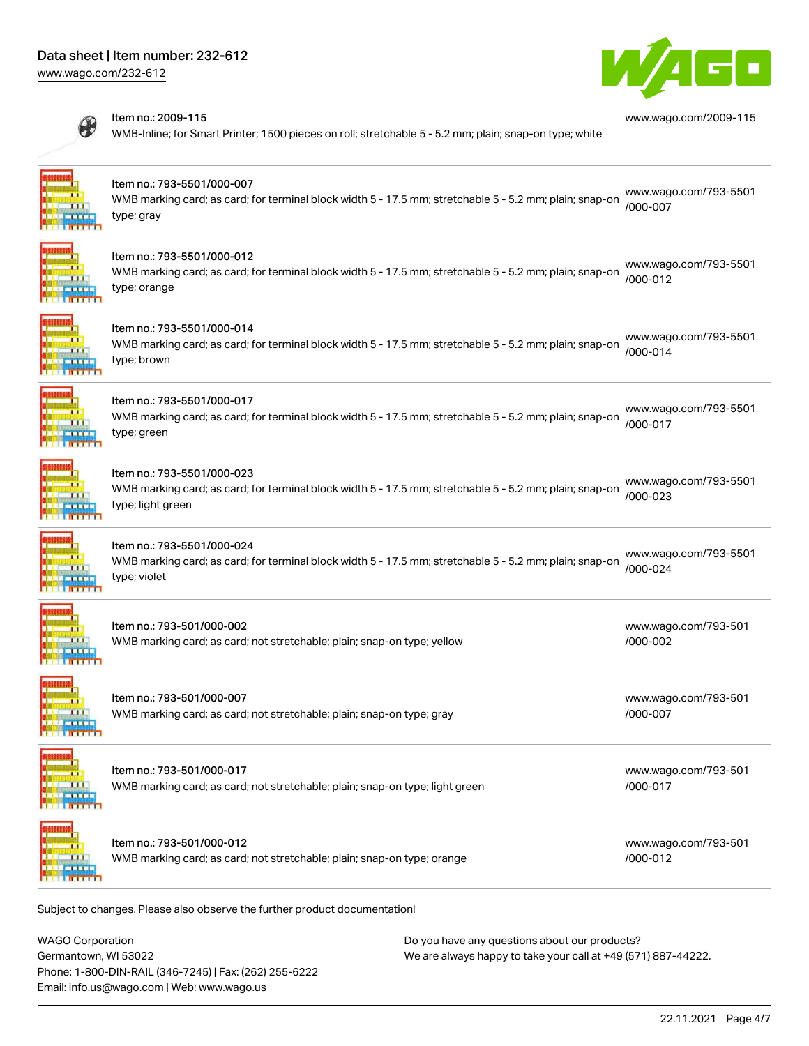| Item | Description | Link |
| --- | --- | --- |
| Item no.: 2009-115 | WMB-Inline; for Smart Printer; 1500 pieces on roll; stretchable 5 - 5.2 mm; plain; snap-on type; white | www.wago.com/2009-115 |
| Item no.: 793-5501/000-007 | WMB marking card; as card; for terminal block width 5 - 17.5 mm; stretchable 5 - 5.2 mm; plain; snap-on type; gray | www.wago.com/793-5501/000-007 |
| Item no.: 793-5501/000-012 | WMB marking card; as card; for terminal block width 5 - 17.5 mm; stretchable 5 - 5.2 mm; plain; snap-on type; orange | www.wago.com/793-5501/000-012 |
| Item no.: 793-5501/000-014 | WMB marking card; as card; for terminal block width 5 - 17.5 mm; stretchable 5 - 5.2 mm; plain; snap-on type; brown | www.wago.com/793-5501/000-014 |
| Item no.: 793-5501/000-017 | WMB marking card; as card; for terminal block width 5 - 17.5 mm; stretchable 5 - 5.2 mm; plain; snap-on type; green | www.wago.com/793-5501/000-017 |
| Item no.: 793-5501/000-023 | WMB marking card; as card; for terminal block width 5 - 17.5 mm; stretchable 5 - 5.2 mm; plain; snap-on type; light green | www.wago.com/793-5501/000-023 |
| Item no.: 793-5501/000-024 | WMB marking card; as card; for terminal block width 5 - 17.5 mm; stretchable 5 - 5.2 mm; plain; snap-on type; violet | www.wago.com/793-5501/000-024 |
| Item no.: 793-501/000-002 | WMB marking card; as card; not stretchable; plain; snap-on type; yellow | www.wago.com/793-501/000-002 |
| Item no.: 793-501/000-007 | WMB marking card; as card; not stretchable; plain; snap-on type; gray | www.wago.com/793-501/000-007 |
| Item no.: 793-501/000-017 | WMB marking card; as card; not stretchable; plain; snap-on type; light green | www.wago.com/793-501/000-017 |
| Item no.: 793-501/000-012 | WMB marking card; as card; not stretchable; plain; snap-on type; orange | www.wago.com/793-501/000-012 |

Subject to changes. Please also observe the further product documentation!

WAGO Corporation
Germantown, WI 53022
Phone: 1-800-DIN-RAIL (346-7245) | Fax: (262) 255-6222
Email: info.us@wago.com | Web: www.wago.us

Do you have any questions about our products?
We are always happy to take your call at +49 (571) 887-44222.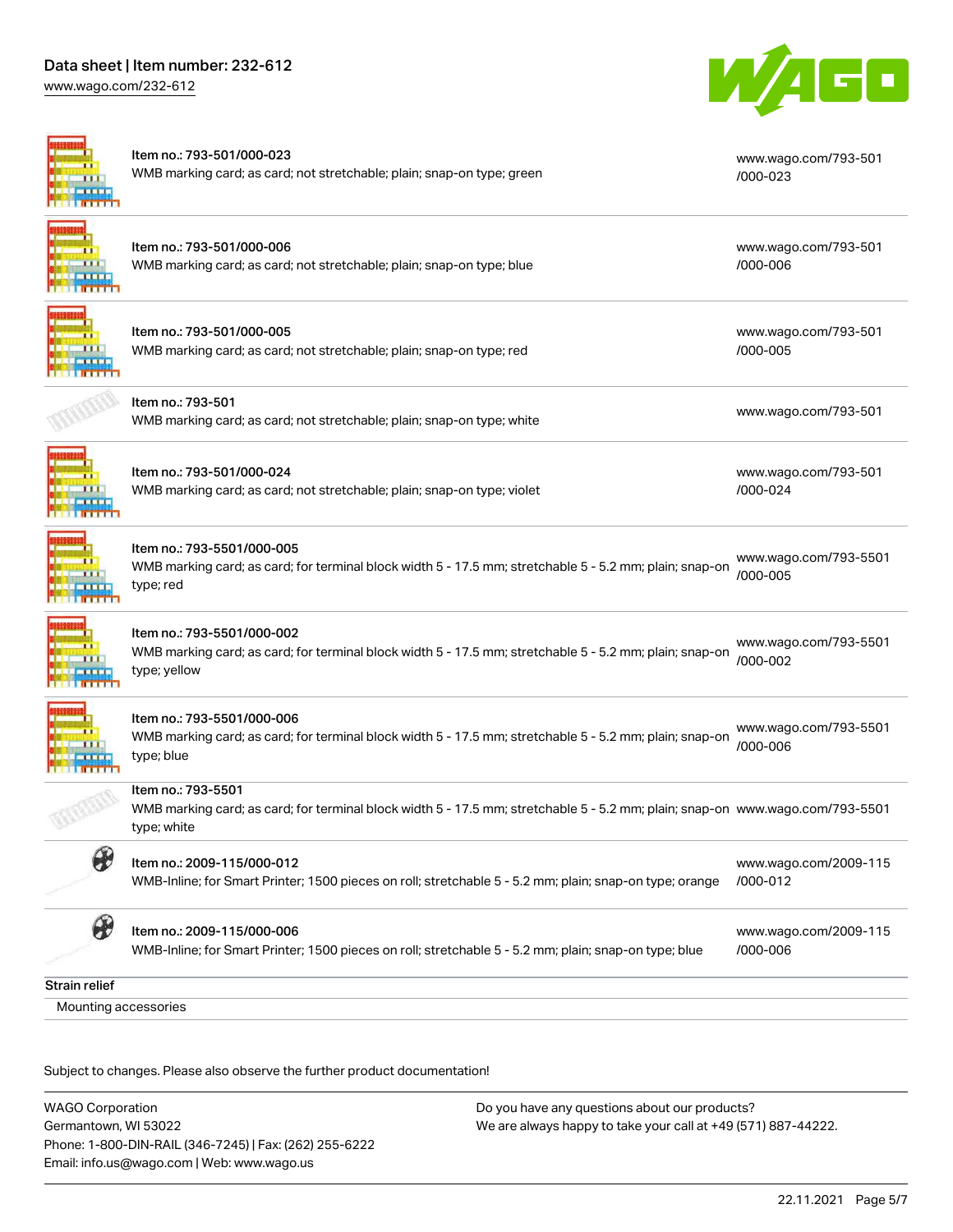| Item | Link |
| --- | --- |
| Item no.: 793-501/000-023<br>WMB marking card; as card; not stretchable; plain; snap-on type; green | www.wago.com/793-501/000-023 |
| Item no.: 793-501/000-006<br>WMB marking card; as card; not stretchable; plain; snap-on type; blue | www.wago.com/793-501/000-006 |
| Item no.: 793-501/000-005<br>WMB marking card; as card; not stretchable; plain; snap-on type; red | www.wago.com/793-501/000-005 |
| Item no.: 793-501<br>WMB marking card; as card; not stretchable; plain; snap-on type; white | www.wago.com/793-501 |
| Item no.: 793-501/000-024<br>WMB marking card; as card; not stretchable; plain; snap-on type; violet | www.wago.com/793-501/000-024 |
| Item no.: 793-5501/000-005<br>WMB marking card; as card; for terminal block width 5 - 17.5 mm; stretchable 5 - 5.2 mm; plain; snap-on type; red | www.wago.com/793-5501/000-005 |
| Item no.: 793-5501/000-002<br>WMB marking card; as card; for terminal block width 5 - 17.5 mm; stretchable 5 - 5.2 mm; plain; snap-on type; yellow | www.wago.com/793-5501/000-002 |
| Item no.: 793-5501/000-006<br>WMB marking card; as card; for terminal block width 5 - 17.5 mm; stretchable 5 - 5.2 mm; plain; snap-on type; blue | www.wago.com/793-5501/000-006 |
| Item no.: 793-5501<br>WMB marking card; as card; for terminal block width 5 - 17.5 mm; stretchable 5 - 5.2 mm; plain; snap-on type; white | www.wago.com/793-5501 |
| Item no.: 2009-115/000-012<br>WMB-Inline; for Smart Printer; 1500 pieces on roll; stretchable 5 - 5.2 mm; plain; snap-on type; orange | www.wago.com/2009-115/000-012 |
| Item no.: 2009-115/000-006<br>WMB-Inline; for Smart Printer; 1500 pieces on roll; stretchable 5 - 5.2 mm; plain; snap-on type; blue | www.wago.com/2009-115/000-006 |

**Strain relief**

Mounting accessories

Subject to changes. Please also observe the further product documentation!

WAGO Corporation
Germantown, WI 53022
Phone: 1-800-DIN-RAIL (346-7245) | Fax: (262) 255-6222
Email: info.us@wago.com | Web: www.wago.us

Do you have any questions about our products?
We are always happy to take your call at +49 (571) 887-44222.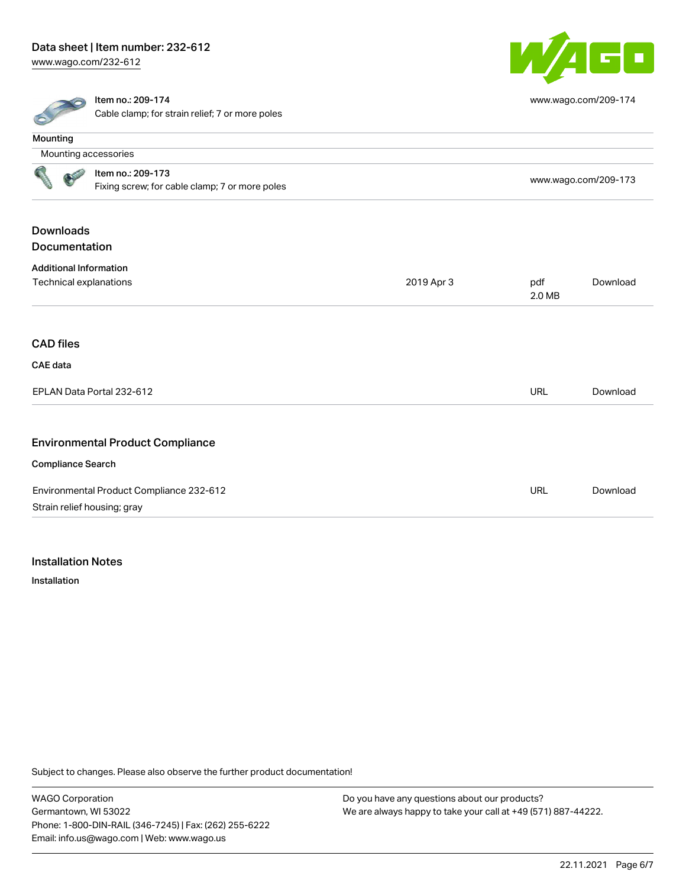Item no.: 209-174
Cable clamp; for strain relief; 7 or more poles

www.wago.com/209-174

## Mounting

Mounting accessories

| | |
|---|---|
| Item no.: 209-173<br>Fixing screw; for cable clamp; 7 or more poles | www.wago.com/209-173 |

## Downloads

## Documentation

### Additional Information

| | | | |
|---|---|---|---|
| Technical explanations | 2019 Apr 3 | pdf<br>2.0 MB | Download |

## CAD files

### CAE data

| | | |
|---|---|---|
| EPLAN Data Portal 232-612 | URL | Download |

## Environmental Product Compliance

### Compliance Search

| | | |
|---|---|---|
| Environmental Product Compliance 232-612<br>Strain relief housing; gray | URL | Download |

## Installation Notes

### Installation

Subject to changes. Please also observe the further product documentation!

WAGO Corporation
Germantown, WI 53022
Phone: 1-800-DIN-RAIL (346-7245) | Fax: (262) 255-6222
Email: info.us@wago.com | Web: www.wago.us

Do you have any questions about our products?
We are always happy to take your call at +49 (571) 887-44222.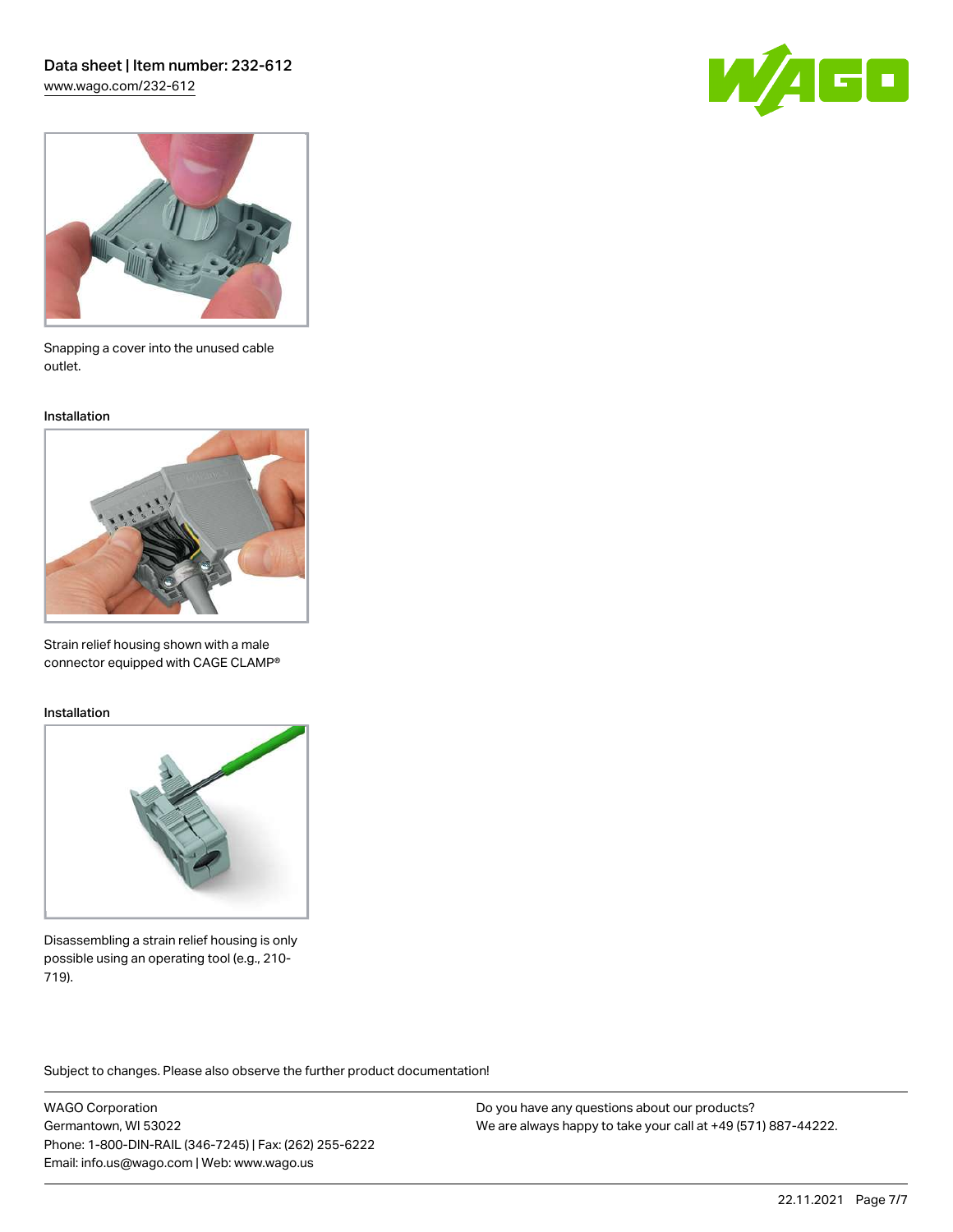Snapping a cover into the unused cable outlet.

Installation

Strain relief housing shown with a male connector equipped with CAGE CLAMP®

Installation

Disassembling a strain relief housing is only possible using an operating tool (e.g., 210-719).

Subject to changes. Please also observe the further product documentation!

WAGO Corporation
Germantown, WI 53022
Phone: 1-800-DIN-RAIL (346-7245) | Fax: (262) 255-6222
Email: info.us@wago.com | Web: www.wago.us

Do you have any questions about our products?
We are always happy to take your call at +49 (571) 887-44222.